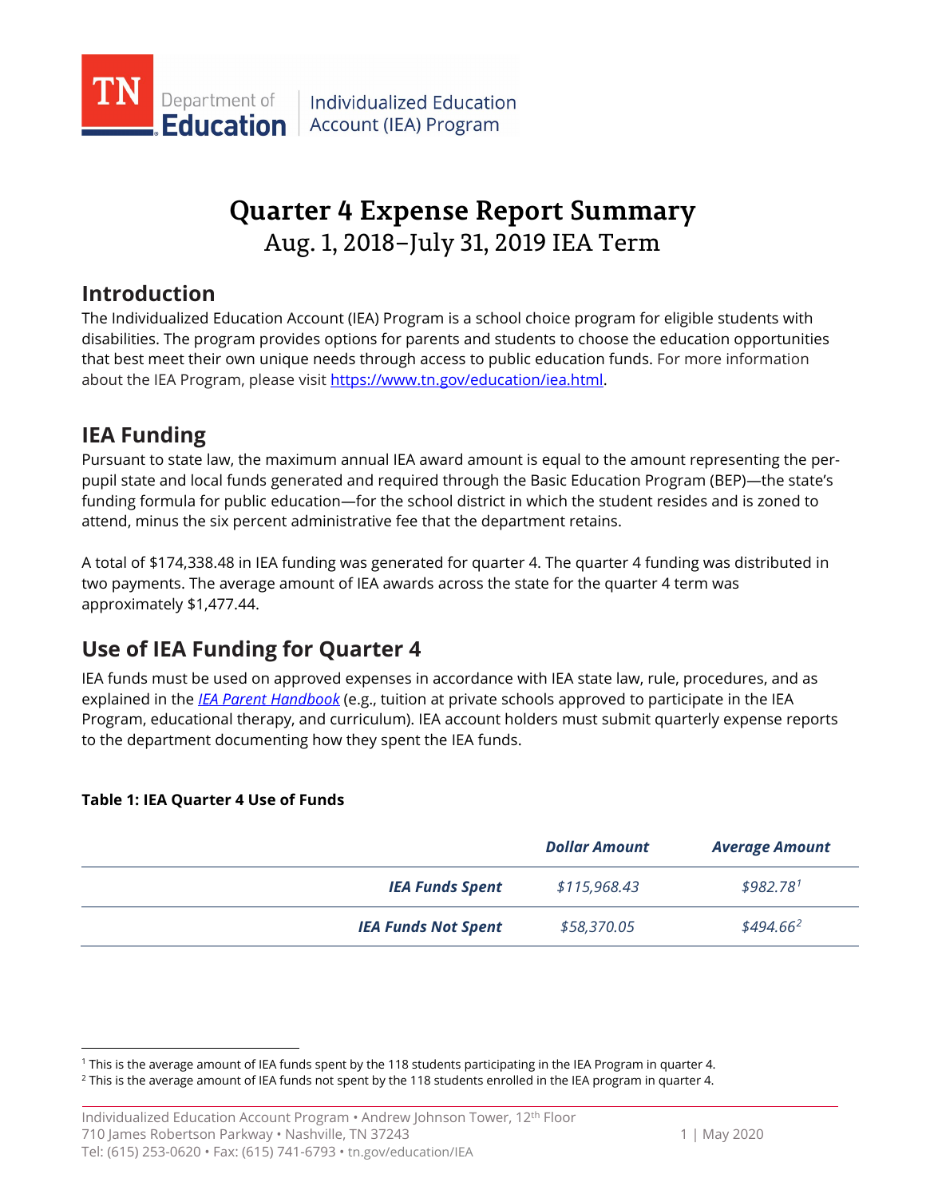TN Department of Education | Individualized Education Account (IEA) Program

# Quarter 4 Expense Report Summary

## Aug. 1, 2018–July 31, 2019 IEA Term

## Introduction

The Individualized Education Account (IEA) Program is a school choice program for eligible students with disabilities. The program provides options for parents and students to choose the education opportunities that best meet their own unique needs through access to public education funds. For more information about the IEA Program, please visit https://www.tn.gov/education/iea.html.

## IEA Funding

Pursuant to state law, the maximum annual IEA award amount is equal to the amount representing the per-pupil state and local funds generated and required through the Basic Education Program (BEP)—the state's funding formula for public education—for the school district in which the student resides and is zoned to attend, minus the six percent administrative fee that the department retains.

A total of $174,338.48 in IEA funding was generated for quarter 4. The quarter 4 funding was distributed in two payments. The average amount of IEA awards across the state for the quarter 4 term was approximately $1,477.44.

## Use of IEA Funding for Quarter 4

IEA funds must be used on approved expenses in accordance with IEA state law, rule, procedures, and as explained in the *IEA Parent Handbook* (e.g., tuition at private schools approved to participate in the IEA Program, educational therapy, and curriculum). IEA account holders must submit quarterly expense reports to the department documenting how they spent the IEA funds.

**Table 1: IEA Quarter 4 Use of Funds**

| | ***Dollar Amount*** | ***Average Amount*** |
|---|---|---|
| ***IEA Funds Spent*** | *$115,968.43* | *$982.78*[1] |
| ***IEA Funds Not Spent*** | *$58,370.05* | *$494.66*[2] |

[1] This is the average amount of IEA funds spent by the 118 students participating in the IEA Program in quarter 4.

[2] This is the average amount of IEA funds not spent by the 118 students enrolled in the IEA program in quarter 4.

Individualized Education Account Program • Andrew Johnson Tower, 12th Floor
710 James Robertson Parkway • Nashville, TN 37243
Tel: (615) 253-0620 • Fax: (615) 741-6793 • tn.gov/education/IEA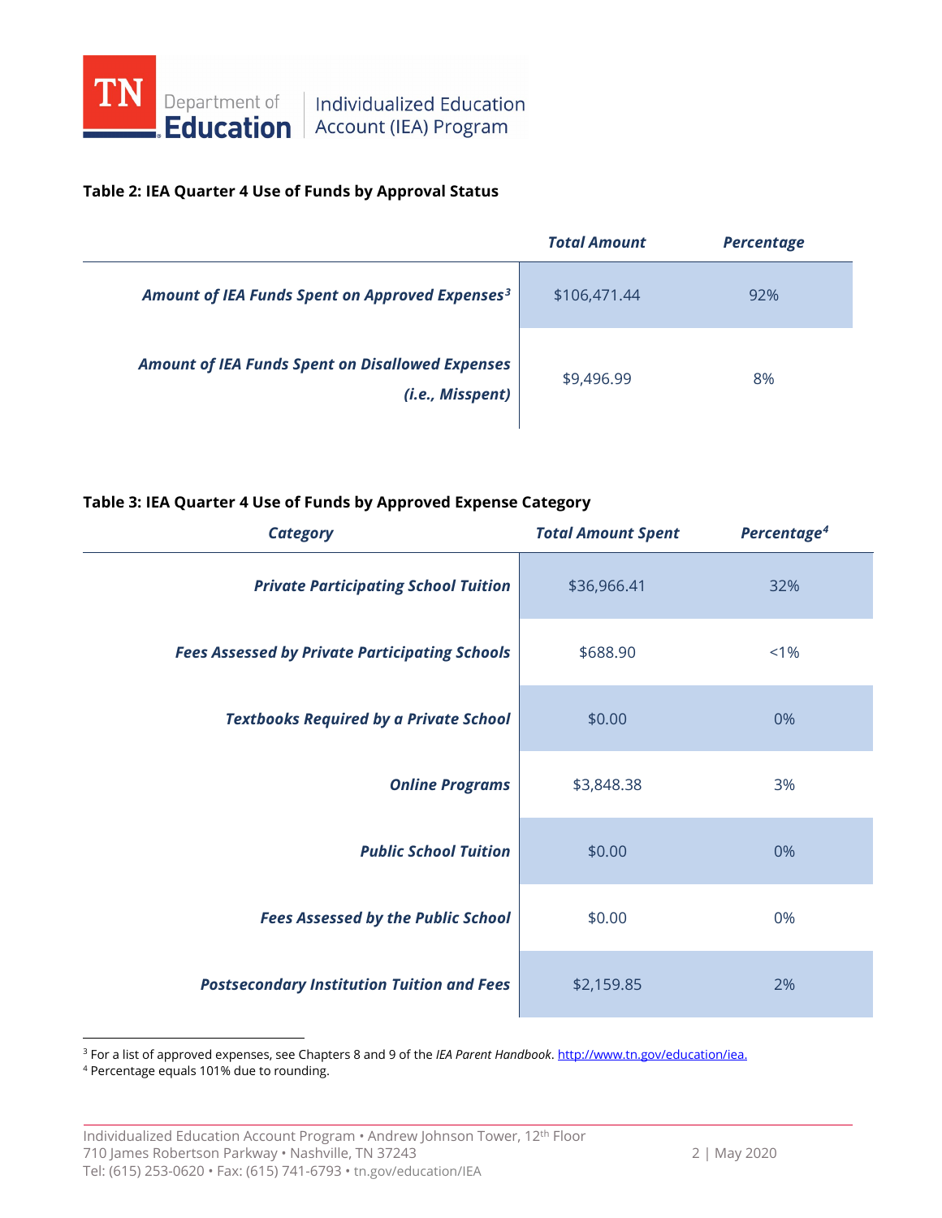**Table 2: IEA Quarter 4 Use of Funds by Approval Status**

| | *Total Amount* | *Percentage* |
|---|---|---|
| ***Amount of IEA Funds Spent on Approved Expenses***[3] | $106,471.44 | 92% |
| ***Amount of IEA Funds Spent on Disallowed Expenses (i.e., Misspent)*** | $9,496.99 | 8% |

**Table 3: IEA Quarter 4 Use of Funds by Approved Expense Category**

| *Category* | *Total Amount Spent* | *Percentage*[4] |
|---|---|---|
| ***Private Participating School Tuition*** | $36,966.41 | 32% |
| ***Fees Assessed by Private Participating Schools*** | $688.90 | <1% |
| ***Textbooks Required by a Private School*** | $0.00 | 0% |
| ***Online Programs*** | $3,848.38 | 3% |
| ***Public School Tuition*** | $0.00 | 0% |
| ***Fees Assessed by the Public School*** | $0.00 | 0% |
| ***Postsecondary Institution Tuition and Fees*** | $2,159.85 | 2% |

[3] For a list of approved expenses, see Chapters 8 and 9 of the *IEA Parent Handbook*. http://www.tn.gov/education/iea.

[4] Percentage equals 101% due to rounding.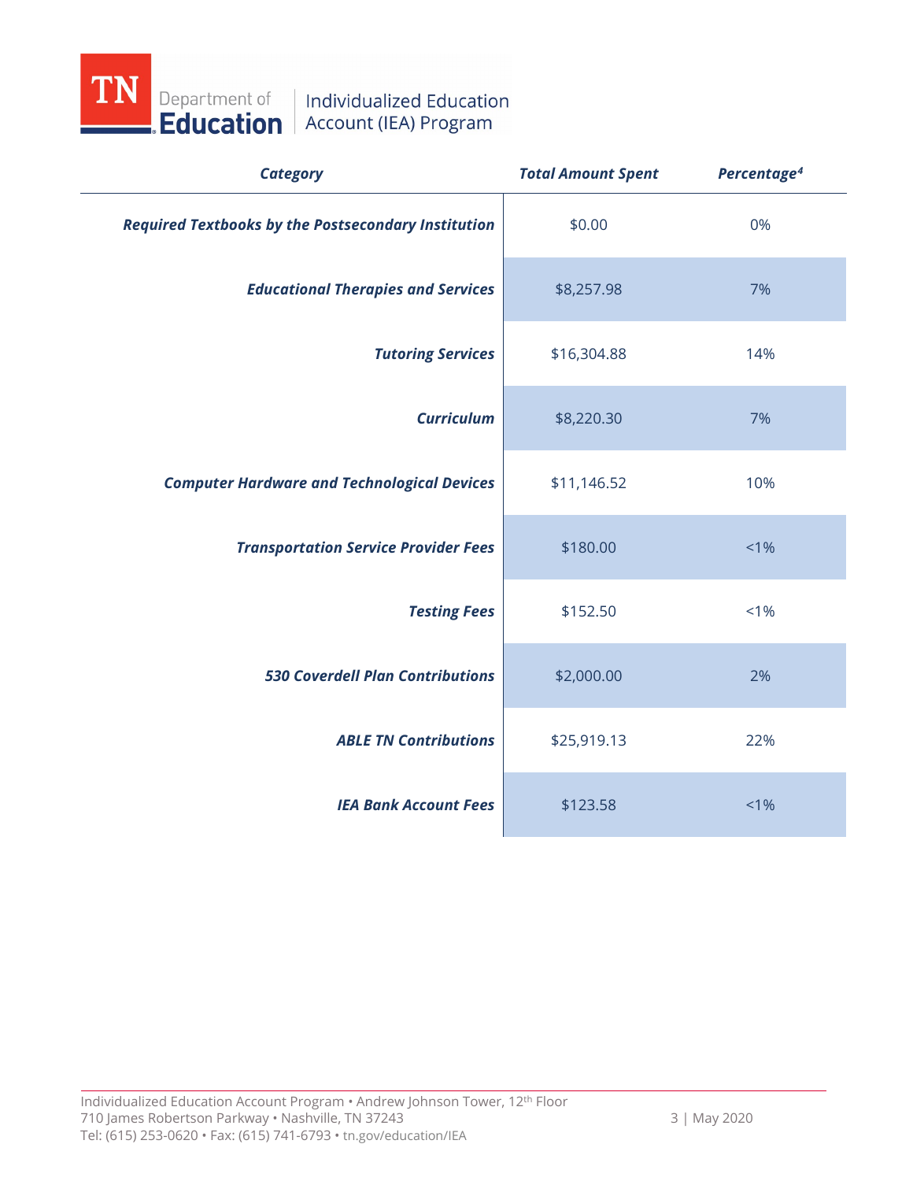| Category | Total Amount Spent | Percentage[4] |
|---|---|---|
| ***Required Textbooks by the Postsecondary Institution*** | $0.00 | 0% |
| ***Educational Therapies and Services*** | $8,257.98 | 7% |
| ***Tutoring Services*** | $16,304.88 | 14% |
| ***Curriculum*** | $8,220.30 | 7% |
| ***Computer Hardware and Technological Devices*** | $11,146.52 | 10% |
| ***Transportation Service Provider Fees*** | $180.00 | <1% |
| ***Testing Fees*** | $152.50 | <1% |
| ***530 Coverdell Plan Contributions*** | $2,000.00 | 2% |
| ***ABLE TN Contributions*** | $25,919.13 | 22% |
| ***IEA Bank Account Fees*** | $123.58 | <1% |